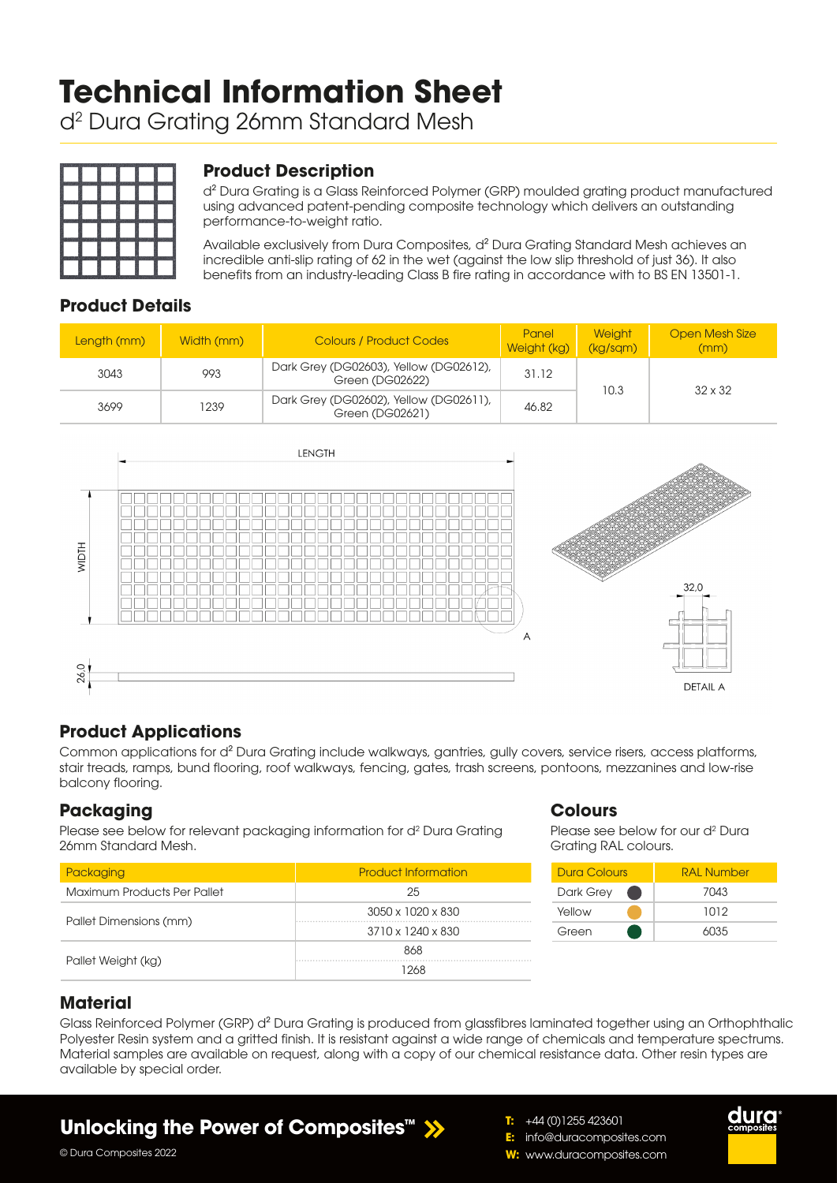# Technical Information Sheet

d² Dura Grating 26mm Standard Mesh

## Product Description

d² Dura Grating is a Glass Reinforced Polymer (GRP) moulded grating product manufactured using advanced patent-pending composite technology which delivers an outstanding performance-to-weight ratio.

Available exclusively from Dura Composites, d² Dura Grating Standard Mesh achieves an incredible anti-slip rating of 62 in the wet (against the low slip threshold of just 36). It also benefits from an industry-leading Class B fire rating in accordance with to BS EN 13501-1.

## Product Details

| Length (mm) | Width (mm) | Colours / Product Codes | Panel Weight (kg) | Weight (kg/sqm) | Open Mesh Size (mm) |
|---|---|---|---|---|---|
| 3043 | 993 | Dark Grey (DG02603), Yellow (DG02612), Green (DG02622) | 31.12 | 10.3 | 32 x 32 |
| 3699 | 1239 | Dark Grey (DG02602), Yellow (DG02611), Green (DG02621) | 46.82 | | |

LENGTH

WIDTH

26.0

A

32.0

DETAIL A

## Product Applications

Common applications for d² Dura Grating include walkways, gantries, gully covers, service risers, access platforms, stair treads, ramps, bund flooring, roof walkways, fencing, gates, trash screens, pontoons, mezzanines and low-rise balcony flooring.

## Packaging

Please see below for relevant packaging information for d² Dura Grating 26mm Standard Mesh.

| Packaging | Product Information |
|---|---|
| Maximum Products Per Pallet | 25 |
| Pallet Dimensions (mm) | 3050 x 1020 x 830 |
| | 3710 x 1240 x 830 |
| Pallet Weight (kg) | 868 |
| | 1268 |

## Colours

Please see below for our d² Dura Grating RAL colours.

| Dura Colours | RAL Number |
|---|---|
| Dark Grey | 7043 |
| Yellow | 1012 |
| Green | 6035 |

## Material

Glass Reinforced Polymer (GRP) d² Dura Grating is produced from glassfibres laminated together using an Orthophthalic Polyester Resin system and a gritted finish. It is resistant against a wide range of chemicals and temperature spectrums. Material samples are available on request, along with a copy of our chemical resistance data. Other resin types are available by special order.

**Unlocking the Power of Composites™**

© Dura Composites 2022

**T:** +44 (0)1255 423601
**E:** info@duracomposites.com
**W:** www.duracomposites.com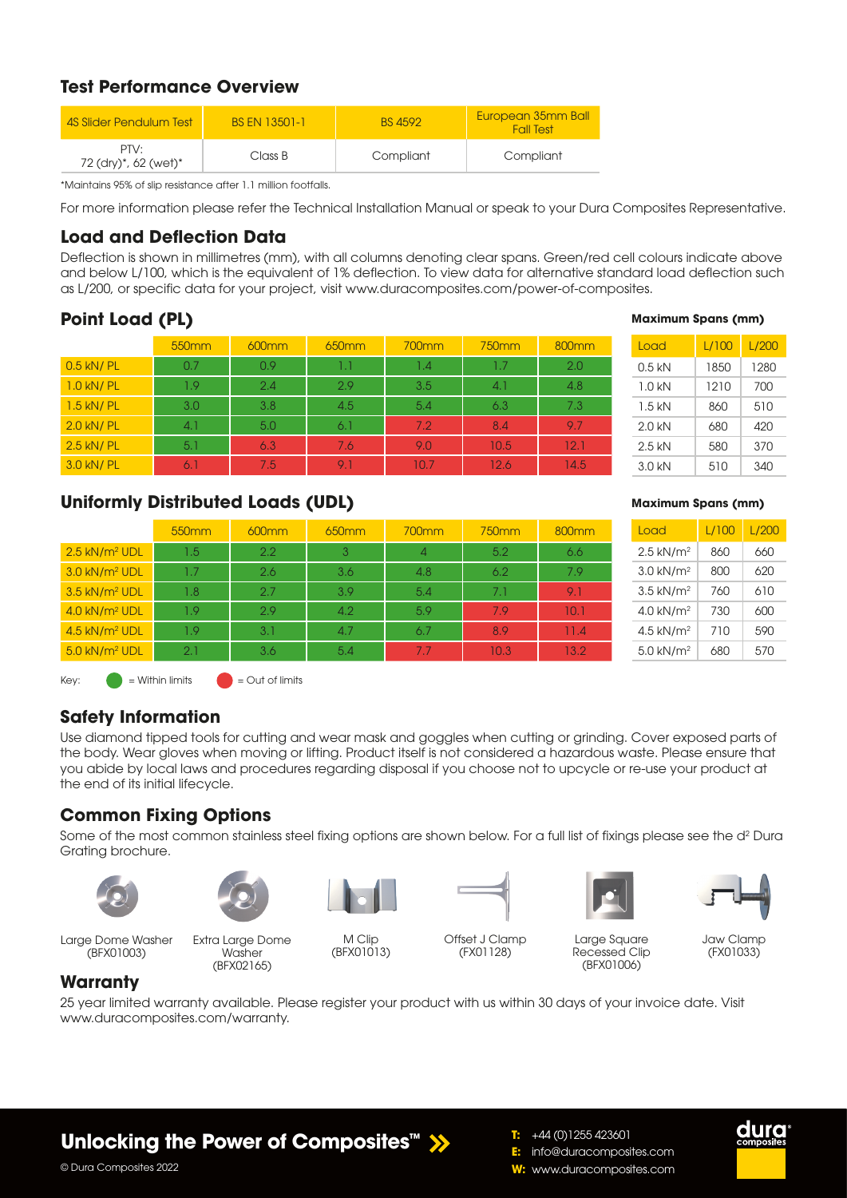## Test Performance Overview

| 4S Slider Pendulum Test | BS EN 13501-1 | BS 4592 | European 35mm Ball Fall Test |
|---|---|---|---|
| PTV: 72 (dry)*, 62 (wet)* | Class B | Compliant | Compliant |

*Maintains 95% of slip resistance after 1.1 million footfalls.

For more information please refer the Technical Installation Manual or speak to your Dura Composites Representative.

## Load and Deflection Data

Deflection is shown in millimetres (mm), with all columns denoting clear spans. Green/red cell colours indicate above and below L/100, which is the equivalent of 1% deflection. To view data for alternative standard load deflection such as L/200, or specific data for your project, visit www.duracomposites.com/power-of-composites.

### Point Load (PL)

| | 550mm | 600mm | 650mm | 700mm | 750mm | 800mm |
|---|---|---|---|---|---|---|
| 0.5 kN/ PL | 0.7 | 0.9 | 1.1 | 1.4 | 1.7 | 2.0 |
| 1.0 kN/ PL | 1.9 | 2.4 | 2.9 | 3.5 | 4.1 | 4.8 |
| 1.5 kN/ PL | 3.0 | 3.8 | 4.5 | 5.4 | 6.3 | 7.3 |
| 2.0 kN/ PL | 4.1 | 5.0 | 6.1 | 7.2 | 8.4 | 9.7 |
| 2.5 kN/ PL | 5.1 | 6.3 | 7.6 | 9.0 | 10.5 | 12.1 |
| 3.0 kN/ PL | 6.1 | 7.5 | 9.1 | 10.7 | 12.6 | 14.5 |

**Maximum Spans (mm)**

| Load | L/100 | L/200 |
|---|---|---|
| 0.5 kN | 1850 | 1280 |
| 1.0 kN | 1210 | 700 |
| 1.5 kN | 860 | 510 |
| 2.0 kN | 680 | 420 |
| 2.5 kN | 580 | 370 |
| 3.0 kN | 510 | 340 |

### Uniformly Distributed Loads (UDL)

| | 550mm | 600mm | 650mm | 700mm | 750mm | 800mm |
|---|---|---|---|---|---|---|
| 2.5 kN/m² UDL | 1.5 | 2.2 | 3 | 4 | 5.2 | 6.6 |
| 3.0 kN/m² UDL | 1.7 | 2.6 | 3.6 | 4.8 | 6.2 | 7.9 |
| 3.5 kN/m² UDL | 1.8 | 2.7 | 3.9 | 5.4 | 7.1 | 9.1 |
| 4.0 kN/m² UDL | 1.9 | 2.9 | 4.2 | 5.9 | 7.9 | 10.1 |
| 4.5 kN/m² UDL | 1.9 | 3.1 | 4.7 | 6.7 | 8.9 | 11.4 |
| 5.0 kN/m² UDL | 2.1 | 3.6 | 5.4 | 7.7 | 10.3 | 13.2 |

**Maximum Spans (mm)**

| Load | L/100 | L/200 |
|---|---|---|
| 2.5 kN/m² | 860 | 660 |
| 3.0 kN/m² | 800 | 620 |
| 3.5 kN/m² | 760 | 610 |
| 4.0 kN/m² | 730 | 600 |
| 4.5 kN/m² | 710 | 590 |
| 5.0 kN/m² | 680 | 570 |

Key: = Within limits = Out of limits

## Safety Information

Use diamond tipped tools for cutting and wear mask and goggles when cutting or grinding. Cover exposed parts of the body. Wear gloves when moving or lifting. Product itself is not considered a hazardous waste. Please ensure that you abide by local laws and procedures regarding disposal if you choose not to upcycle or re-use your product at the end of its initial lifecycle.

## Common Fixing Options

Some of the most common stainless steel fixing options are shown below. For a full list of fixings please see the d² Dura Grating brochure.

Large Dome Washer (BFX01003)

Extra Large Dome Washer (BFX02165)

M Clip (BFX01013)

Offset J Clamp (FX01128)

Large Square Recessed Clip (BFX01006)

Jaw Clamp (FX01033)

## Warranty

25 year limited warranty available. Please register your product with us within 30 days of your invoice date. Visit www.duracomposites.com/warranty.

**Unlocking the Power of Composites™**

© Dura Composites 2022

T: +44 (0)1255 423601
E: info@duracomposites.com
W: www.duracomposites.com